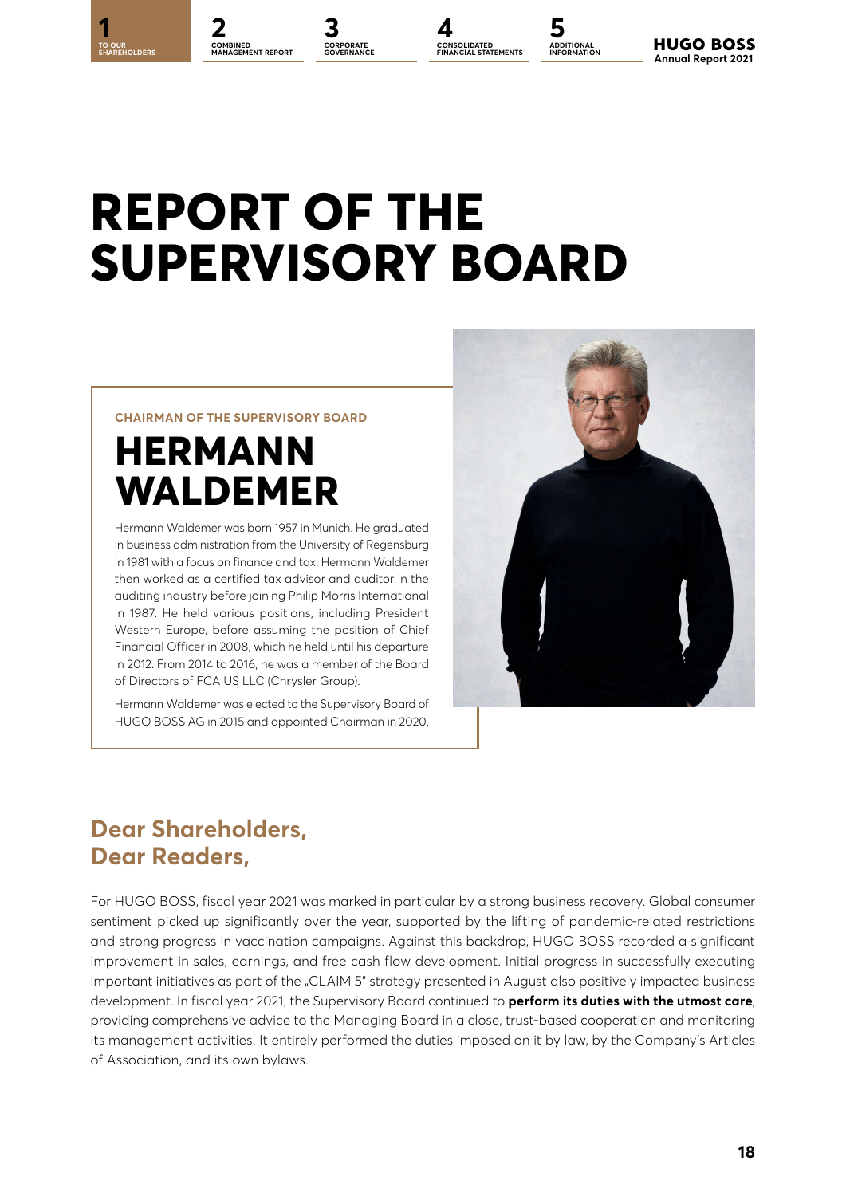# REPORT OF THE SUPERVISORY BOARD

**CHAIRMAN OF THE SUPERVISORY BOARD**

## HERMANN WALDEMER

Hermann Waldemer was born 1957 in Munich. He graduated in business administration from the University of Regensburg in 1981 with a focus on finance and tax. Hermann Waldemer then worked as a certified tax advisor and auditor in the auditing industry before joining Philip Morris International in 1987. He held various positions, including President Western Europe, before assuming the position of Chief Financial Officer in 2008, which he held until his departure in 2012. From 2014 to 2016, he was a member of the Board of Directors of FCA US LLC (Chrysler Group).

Hermann Waldemer was elected to the Supervisory Board of HUGO BOSS AG in 2015 and appointed Chairman in 2020.

## Dear Shareholders, Dear Readers,

For HUGO BOSS, fiscal year 2021 was marked in particular by a strong business recovery. Global consumer sentiment picked up significantly over the year, supported by the lifting of pandemic-related restrictions and strong progress in vaccination campaigns. Against this backdrop, HUGO BOSS recorded a significant improvement in sales, earnings, and free cash flow development. Initial progress in successfully executing important initiatives as part of the „CLAIM 5" strategy presented in August also positively impacted business development. In fiscal year 2021, the Supervisory Board continued to **perform its duties with the utmost care**, providing comprehensive advice to the Managing Board in a close, trust-based cooperation and monitoring its management activities. It entirely performed the duties imposed on it by law, by the Company's Articles of Association, and its own bylaws.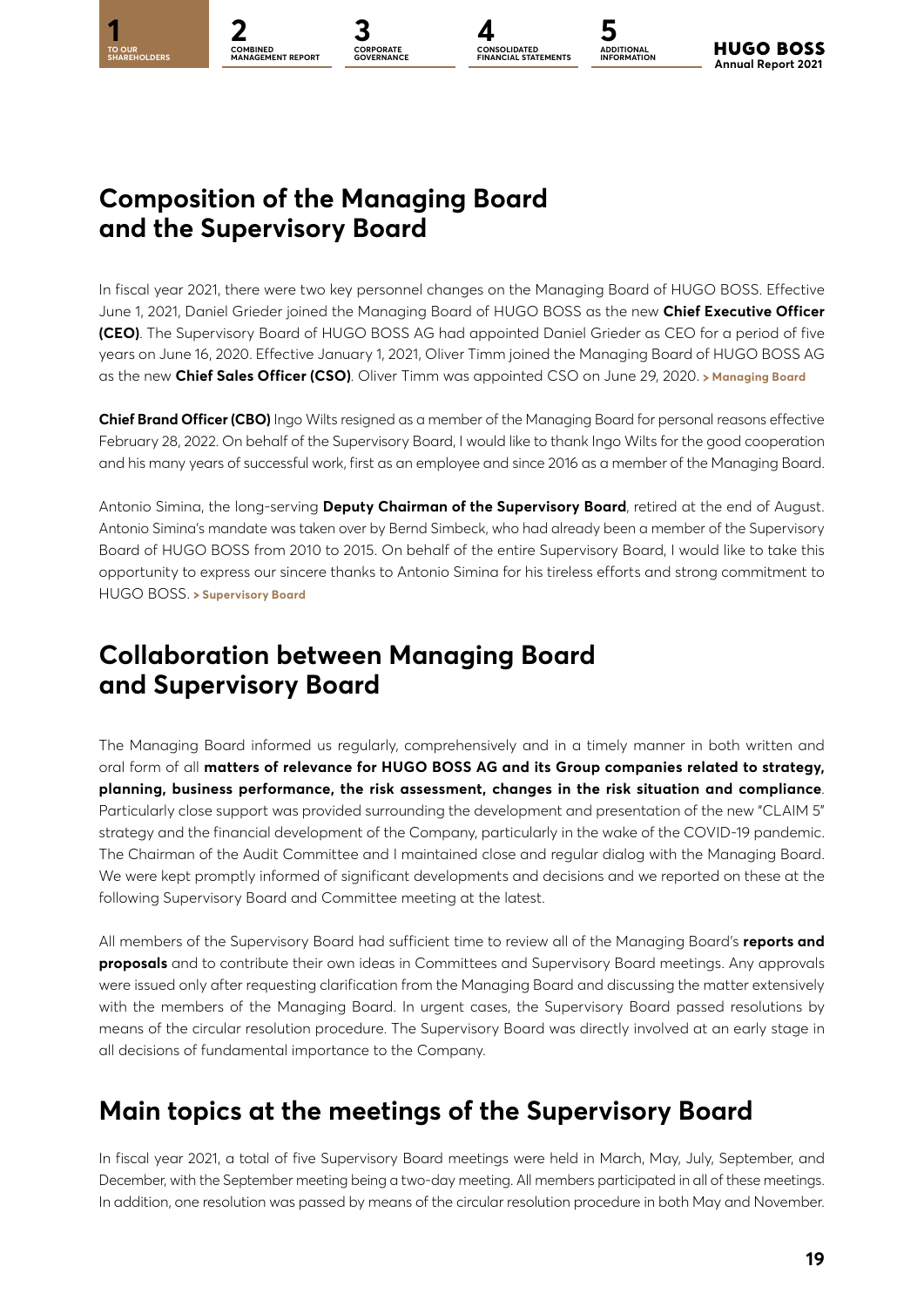## Composition of the Managing Board and the Supervisory Board

In fiscal year 2021, there were two key personnel changes on the Managing Board of HUGO BOSS. Effective June 1, 2021, Daniel Grieder joined the Managing Board of HUGO BOSS as the new **Chief Executive Officer (CEO)**. The Supervisory Board of HUGO BOSS AG had appointed Daniel Grieder as CEO for a period of five years on June 16, 2020. Effective January 1, 2021, Oliver Timm joined the Managing Board of HUGO BOSS AG as the new **Chief Sales Officer (CSO)**. Oliver Timm was appointed CSO on June 29, 2020. **> Managing Board**

**Chief Brand Officer (CBO)** Ingo Wilts resigned as a member of the Managing Board for personal reasons effective February 28, 2022. On behalf of the Supervisory Board, I would like to thank Ingo Wilts for the good cooperation and his many years of successful work, first as an employee and since 2016 as a member of the Managing Board.

Antonio Simina, the long-serving **Deputy Chairman of the Supervisory Board**, retired at the end of August. Antonio Simina's mandate was taken over by Bernd Simbeck, who had already been a member of the Supervisory Board of HUGO BOSS from 2010 to 2015. On behalf of the entire Supervisory Board, I would like to take this opportunity to express our sincere thanks to Antonio Simina for his tireless efforts and strong commitment to HUGO BOSS. **> Supervisory Board**

## Collaboration between Managing Board and Supervisory Board

The Managing Board informed us regularly, comprehensively and in a timely manner in both written and oral form of all **matters of relevance for HUGO BOSS AG and its Group companies related to strategy, planning, business performance, the risk assessment, changes in the risk situation and compliance**. Particularly close support was provided surrounding the development and presentation of the new "CLAIM 5" strategy and the financial development of the Company, particularly in the wake of the COVID-19 pandemic. The Chairman of the Audit Committee and I maintained close and regular dialog with the Managing Board. We were kept promptly informed of significant developments and decisions and we reported on these at the following Supervisory Board and Committee meeting at the latest.

All members of the Supervisory Board had sufficient time to review all of the Managing Board's **reports and proposals** and to contribute their own ideas in Committees and Supervisory Board meetings. Any approvals were issued only after requesting clarification from the Managing Board and discussing the matter extensively with the members of the Managing Board. In urgent cases, the Supervisory Board passed resolutions by means of the circular resolution procedure. The Supervisory Board was directly involved at an early stage in all decisions of fundamental importance to the Company.

## Main topics at the meetings of the Supervisory Board

In fiscal year 2021, a total of five Supervisory Board meetings were held in March, May, July, September, and December, with the September meeting being a two-day meeting. All members participated in all of these meetings. In addition, one resolution was passed by means of the circular resolution procedure in both May and November.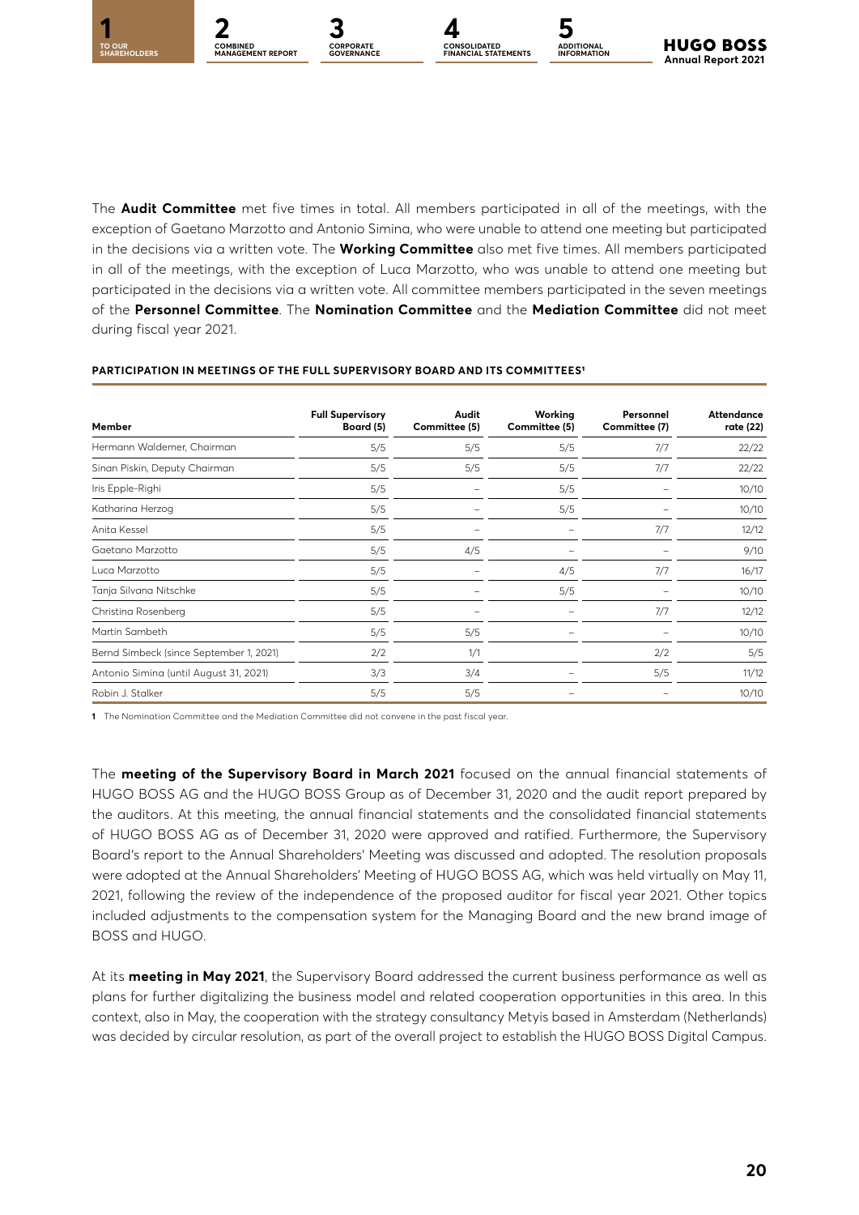The **Audit Committee** met five times in total. All members participated in all of the meetings, with the exception of Gaetano Marzotto and Antonio Simina, who were unable to attend one meeting but participated in the decisions via a written vote. The **Working Committee** also met five times. All members participated in all of the meetings, with the exception of Luca Marzotto, who was unable to attend one meeting but participated in the decisions via a written vote. All committee members participated in the seven meetings of the **Personnel Committee**. The **Nomination Committee** and the **Mediation Committee** did not meet during fiscal year 2021.

**PARTICIPATION IN MEETINGS OF THE FULL SUPERVISORY BOARD AND ITS COMMITTEES[1]**

| Member | Full Supervisory Board (5) | Audit Committee (5) | Working Committee (5) | Personnel Committee (7) | Attendance rate (22) |
|---|---|---|---|---|---|
| Hermann Waldemer, Chairman | 5/5 | 5/5 | 5/5 | 7/7 | 22/22 |
| Sinan Piskin, Deputy Chairman | 5/5 | 5/5 | 5/5 | 7/7 | 22/22 |
| Iris Epple-Righi | 5/5 | – | 5/5 | – | 10/10 |
| Katharina Herzog | 5/5 | – | 5/5 | – | 10/10 |
| Anita Kessel | 5/5 | – | – | 7/7 | 12/12 |
| Gaetano Marzotto | 5/5 | 4/5 | – | – | 9/10 |
| Luca Marzotto | 5/5 | – | 4/5 | 7/7 | 16/17 |
| Tanja Silvana Nitschke | 5/5 | – | 5/5 | – | 10/10 |
| Christina Rosenberg | 5/5 | – | – | 7/7 | 12/12 |
| Martin Sambeth | 5/5 | 5/5 | – | – | 10/10 |
| Bernd Simbeck (since September 1, 2021) | 2/2 | 1/1 | | 2/2 | 5/5 |
| Antonio Simina (until August 31, 2021) | 3/3 | 3/4 | – | 5/5 | 11/12 |
| Robin J. Stalker | 5/5 | 5/5 | – | – | 10/10 |

1 The Nomination Committee and the Mediation Committee did not convene in the past fiscal year.

The **meeting of the Supervisory Board in March 2021** focused on the annual financial statements of HUGO BOSS AG and the HUGO BOSS Group as of December 31, 2020 and the audit report prepared by the auditors. At this meeting, the annual financial statements and the consolidated financial statements of HUGO BOSS AG as of December 31, 2020 were approved and ratified. Furthermore, the Supervisory Board's report to the Annual Shareholders' Meeting was discussed and adopted. The resolution proposals were adopted at the Annual Shareholders' Meeting of HUGO BOSS AG, which was held virtually on May 11, 2021, following the review of the independence of the proposed auditor for fiscal year 2021. Other topics included adjustments to the compensation system for the Managing Board and the new brand image of BOSS and HUGO.

At its **meeting in May 2021**, the Supervisory Board addressed the current business performance as well as plans for further digitalizing the business model and related cooperation opportunities in this area. In this context, also in May, the cooperation with the strategy consultancy Metyis based in Amsterdam (Netherlands) was decided by circular resolution, as part of the overall project to establish the HUGO BOSS Digital Campus.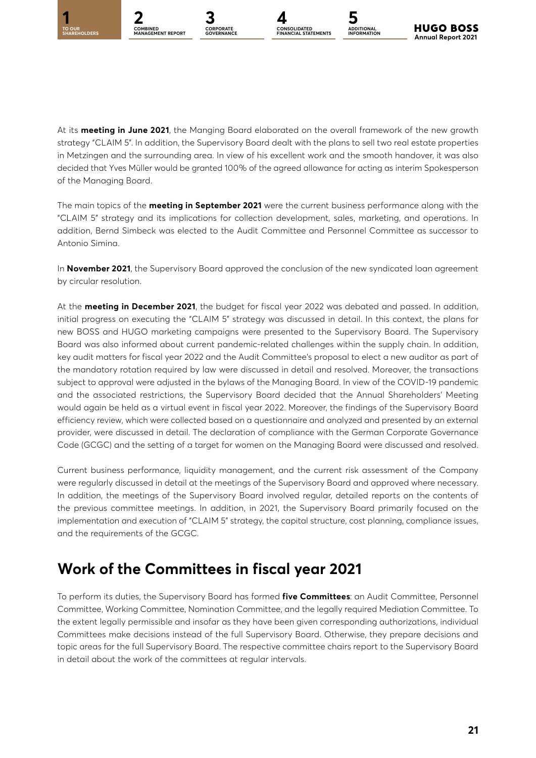At its **meeting in June 2021**, the Manging Board elaborated on the overall framework of the new growth strategy "CLAIM 5". In addition, the Supervisory Board dealt with the plans to sell two real estate properties in Metzingen and the surrounding area. In view of his excellent work and the smooth handover, it was also decided that Yves Müller would be granted 100% of the agreed allowance for acting as interim Spokesperson of the Managing Board.

The main topics of the **meeting in September 2021** were the current business performance along with the "CLAIM 5" strategy and its implications for collection development, sales, marketing, and operations. In addition, Bernd Simbeck was elected to the Audit Committee and Personnel Committee as successor to Antonio Simina.

In **November 2021**, the Supervisory Board approved the conclusion of the new syndicated loan agreement by circular resolution.

At the **meeting in December 2021**, the budget for fiscal year 2022 was debated and passed. In addition, initial progress on executing the "CLAIM 5" strategy was discussed in detail. In this context, the plans for new BOSS and HUGO marketing campaigns were presented to the Supervisory Board. The Supervisory Board was also informed about current pandemic-related challenges within the supply chain. In addition, key audit matters for fiscal year 2022 and the Audit Committee's proposal to elect a new auditor as part of the mandatory rotation required by law were discussed in detail and resolved. Moreover, the transactions subject to approval were adjusted in the bylaws of the Managing Board. In view of the COVID-19 pandemic and the associated restrictions, the Supervisory Board decided that the Annual Shareholders' Meeting would again be held as a virtual event in fiscal year 2022. Moreover, the findings of the Supervisory Board efficiency review, which were collected based on a questionnaire and analyzed and presented by an external provider, were discussed in detail. The declaration of compliance with the German Corporate Governance Code (GCGC) and the setting of a target for women on the Managing Board were discussed and resolved.

Current business performance, liquidity management, and the current risk assessment of the Company were regularly discussed in detail at the meetings of the Supervisory Board and approved where necessary. In addition, the meetings of the Supervisory Board involved regular, detailed reports on the contents of the previous committee meetings. In addition, in 2021, the Supervisory Board primarily focused on the implementation and execution of "CLAIM 5" strategy, the capital structure, cost planning, compliance issues, and the requirements of the GCGC.

## Work of the Committees in fiscal year 2021

To perform its duties, the Supervisory Board has formed **five Committees**: an Audit Committee, Personnel Committee, Working Committee, Nomination Committee, and the legally required Mediation Committee. To the extent legally permissible and insofar as they have been given corresponding authorizations, individual Committees make decisions instead of the full Supervisory Board. Otherwise, they prepare decisions and topic areas for the full Supervisory Board. The respective committee chairs report to the Supervisory Board in detail about the work of the committees at regular intervals.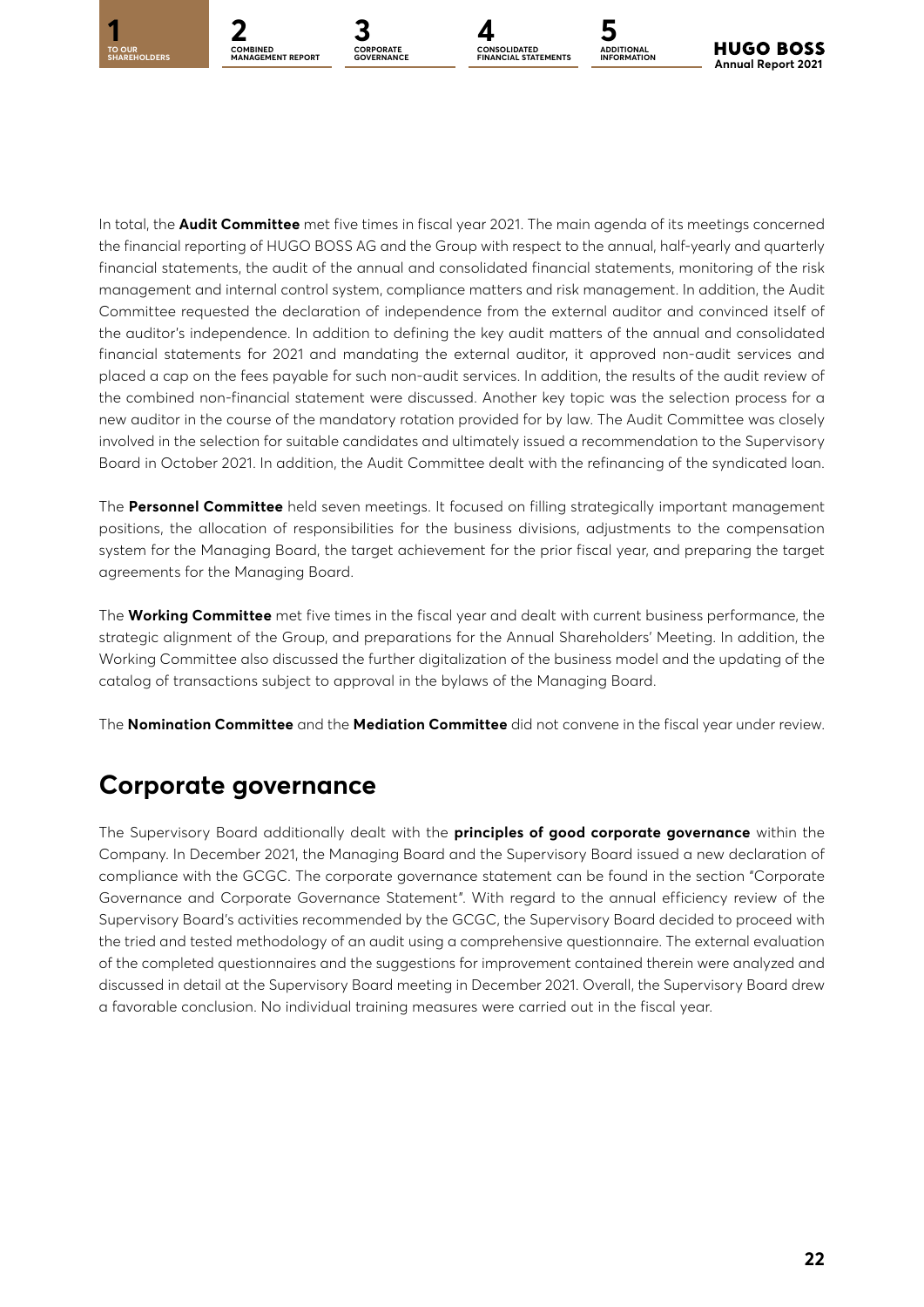In total, the **Audit Committee** met five times in fiscal year 2021. The main agenda of its meetings concerned the financial reporting of HUGO BOSS AG and the Group with respect to the annual, half-yearly and quarterly financial statements, the audit of the annual and consolidated financial statements, monitoring of the risk management and internal control system, compliance matters and risk management. In addition, the Audit Committee requested the declaration of independence from the external auditor and convinced itself of the auditor's independence. In addition to defining the key audit matters of the annual and consolidated financial statements for 2021 and mandating the external auditor, it approved non-audit services and placed a cap on the fees payable for such non-audit services. In addition, the results of the audit review of the combined non-financial statement were discussed. Another key topic was the selection process for a new auditor in the course of the mandatory rotation provided for by law. The Audit Committee was closely involved in the selection for suitable candidates and ultimately issued a recommendation to the Supervisory Board in October 2021. In addition, the Audit Committee dealt with the refinancing of the syndicated loan.

The **Personnel Committee** held seven meetings. It focused on filling strategically important management positions, the allocation of responsibilities for the business divisions, adjustments to the compensation system for the Managing Board, the target achievement for the prior fiscal year, and preparing the target agreements for the Managing Board.

The **Working Committee** met five times in the fiscal year and dealt with current business performance, the strategic alignment of the Group, and preparations for the Annual Shareholders' Meeting. In addition, the Working Committee also discussed the further digitalization of the business model and the updating of the catalog of transactions subject to approval in the bylaws of the Managing Board.

The **Nomination Committee** and the **Mediation Committee** did not convene in the fiscal year under review.

## Corporate governance

The Supervisory Board additionally dealt with the **principles of good corporate governance** within the Company. In December 2021, the Managing Board and the Supervisory Board issued a new declaration of compliance with the GCGC. The corporate governance statement can be found in the section "Corporate Governance and Corporate Governance Statement". With regard to the annual efficiency review of the Supervisory Board's activities recommended by the GCGC, the Supervisory Board decided to proceed with the tried and tested methodology of an audit using a comprehensive questionnaire. The external evaluation of the completed questionnaires and the suggestions for improvement contained therein were analyzed and discussed in detail at the Supervisory Board meeting in December 2021. Overall, the Supervisory Board drew a favorable conclusion. No individual training measures were carried out in the fiscal year.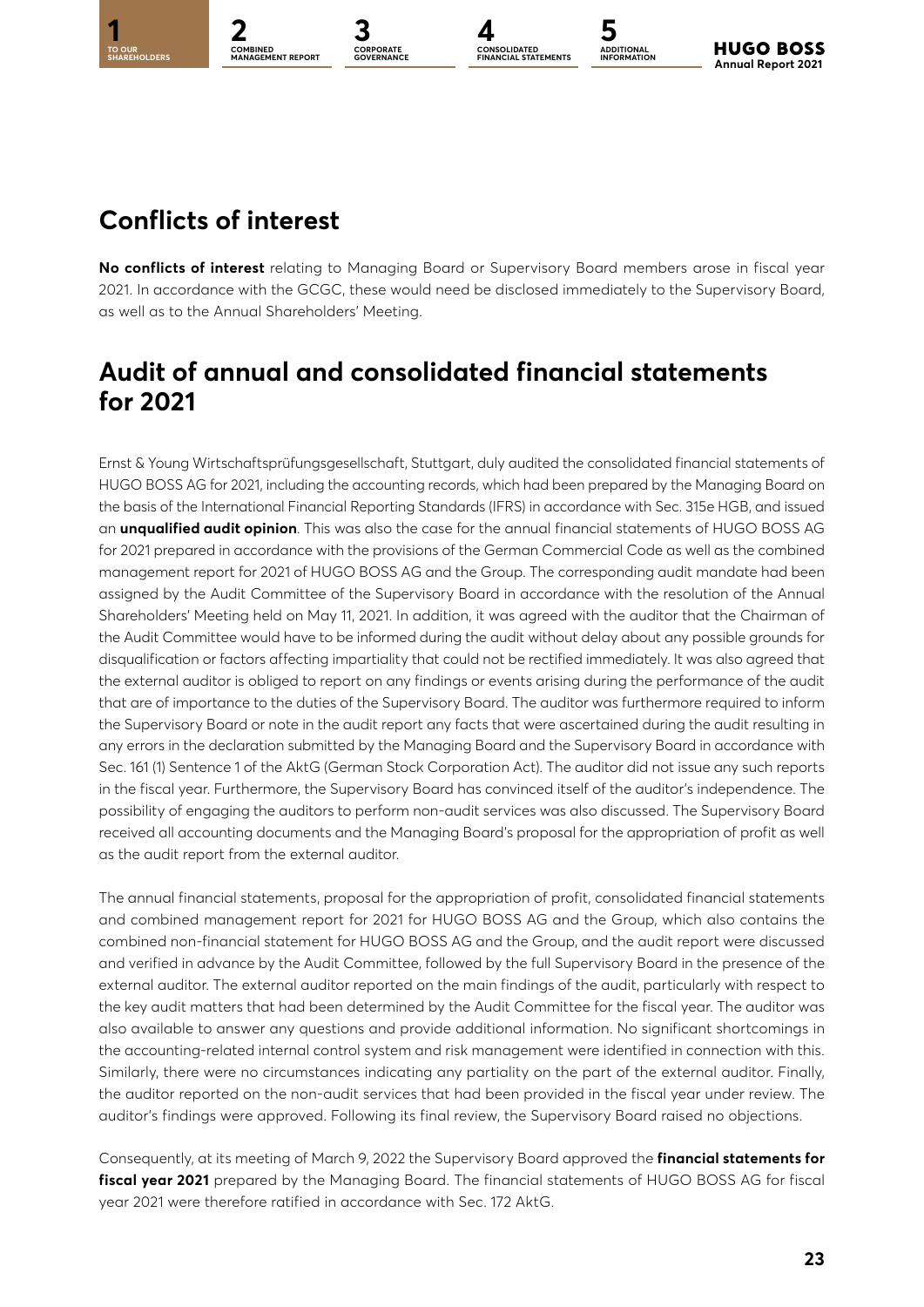## Conflicts of interest

**No conflicts of interest** relating to Managing Board or Supervisory Board members arose in fiscal year 2021. In accordance with the GCGC, these would need be disclosed immediately to the Supervisory Board, as well as to the Annual Shareholders' Meeting.

## Audit of annual and consolidated financial statements for 2021

Ernst & Young Wirtschaftsprüfungsgesellschaft, Stuttgart, duly audited the consolidated financial statements of HUGO BOSS AG for 2021, including the accounting records, which had been prepared by the Managing Board on the basis of the International Financial Reporting Standards (IFRS) in accordance with Sec. 315e HGB, and issued an **unqualified audit opinion**. This was also the case for the annual financial statements of HUGO BOSS AG for 2021 prepared in accordance with the provisions of the German Commercial Code as well as the combined management report for 2021 of HUGO BOSS AG and the Group. The corresponding audit mandate had been assigned by the Audit Committee of the Supervisory Board in accordance with the resolution of the Annual Shareholders' Meeting held on May 11, 2021. In addition, it was agreed with the auditor that the Chairman of the Audit Committee would have to be informed during the audit without delay about any possible grounds for disqualification or factors affecting impartiality that could not be rectified immediately. It was also agreed that the external auditor is obliged to report on any findings or events arising during the performance of the audit that are of importance to the duties of the Supervisory Board. The auditor was furthermore required to inform the Supervisory Board or note in the audit report any facts that were ascertained during the audit resulting in any errors in the declaration submitted by the Managing Board and the Supervisory Board in accordance with Sec. 161 (1) Sentence 1 of the AktG (German Stock Corporation Act). The auditor did not issue any such reports in the fiscal year. Furthermore, the Supervisory Board has convinced itself of the auditor's independence. The possibility of engaging the auditors to perform non-audit services was also discussed. The Supervisory Board received all accounting documents and the Managing Board's proposal for the appropriation of profit as well as the audit report from the external auditor.

The annual financial statements, proposal for the appropriation of profit, consolidated financial statements and combined management report for 2021 for HUGO BOSS AG and the Group, which also contains the combined non-financial statement for HUGO BOSS AG and the Group, and the audit report were discussed and verified in advance by the Audit Committee, followed by the full Supervisory Board in the presence of the external auditor. The external auditor reported on the main findings of the audit, particularly with respect to the key audit matters that had been determined by the Audit Committee for the fiscal year. The auditor was also available to answer any questions and provide additional information. No significant shortcomings in the accounting-related internal control system and risk management were identified in connection with this. Similarly, there were no circumstances indicating any partiality on the part of the external auditor. Finally, the auditor reported on the non-audit services that had been provided in the fiscal year under review. The auditor's findings were approved. Following its final review, the Supervisory Board raised no objections.

Consequently, at its meeting of March 9, 2022 the Supervisory Board approved the **financial statements for fiscal year 2021** prepared by the Managing Board. The financial statements of HUGO BOSS AG for fiscal year 2021 were therefore ratified in accordance with Sec. 172 AktG.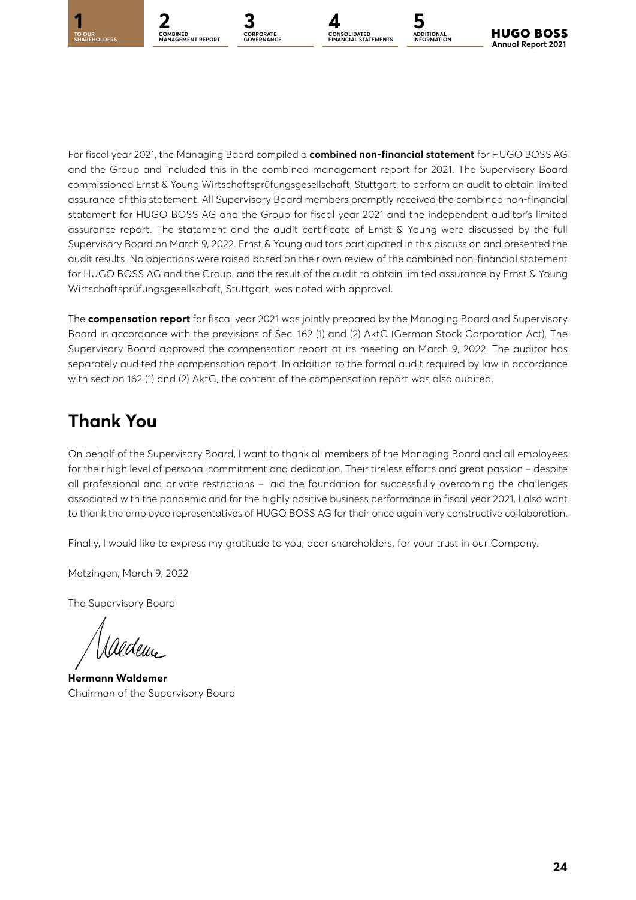For fiscal year 2021, the Managing Board compiled a **combined non-financial statement** for HUGO BOSS AG and the Group and included this in the combined management report for 2021. The Supervisory Board commissioned Ernst & Young Wirtschaftsprüfungsgesellschaft, Stuttgart, to perform an audit to obtain limited assurance of this statement. All Supervisory Board members promptly received the combined non-financial statement for HUGO BOSS AG and the Group for fiscal year 2021 and the independent auditor's limited assurance report. The statement and the audit certificate of Ernst & Young were discussed by the full Supervisory Board on March 9, 2022. Ernst & Young auditors participated in this discussion and presented the audit results. No objections were raised based on their own review of the combined non-financial statement for HUGO BOSS AG and the Group, and the result of the audit to obtain limited assurance by Ernst & Young Wirtschaftsprüfungsgesellschaft, Stuttgart, was noted with approval.

The **compensation report** for fiscal year 2021 was jointly prepared by the Managing Board and Supervisory Board in accordance with the provisions of Sec. 162 (1) and (2) AktG (German Stock Corporation Act). The Supervisory Board approved the compensation report at its meeting on March 9, 2022. The auditor has separately audited the compensation report. In addition to the formal audit required by law in accordance with section 162 (1) and (2) AktG, the content of the compensation report was also audited.

## Thank You

On behalf of the Supervisory Board, I want to thank all members of the Managing Board and all employees for their high level of personal commitment and dedication. Their tireless efforts and great passion – despite all professional and private restrictions – laid the foundation for successfully overcoming the challenges associated with the pandemic and for the highly positive business performance in fiscal year 2021. I also want to thank the employee representatives of HUGO BOSS AG for their once again very constructive collaboration.

Finally, I would like to express my gratitude to you, dear shareholders, for your trust in our Company.

Metzingen, March 9, 2022

The Supervisory Board

**Hermann Waldemer**
Chairman of the Supervisory Board